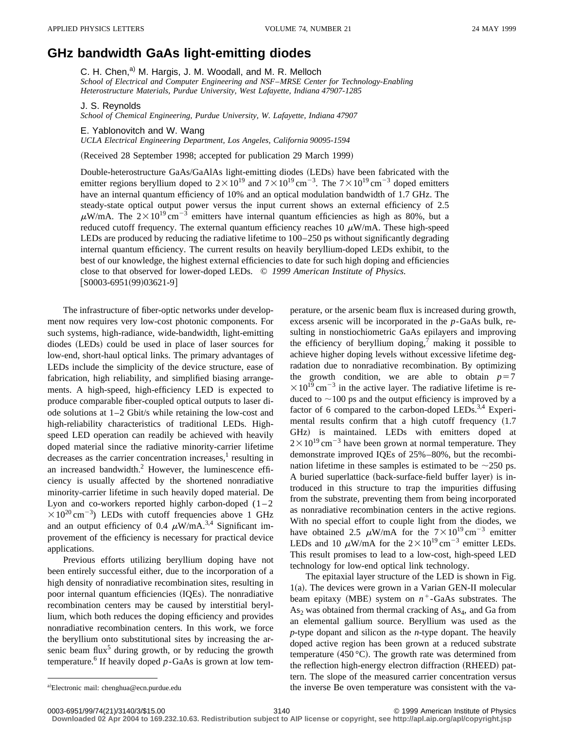# GHz bandwidth GaAs light-emitting diodes

C. H. Chen,[a] M. Hargis, J. M. Woodall, and M. R. Melloch
*School of Electrical and Computer Engineering and NSF–MRSE Center for Technology-Enabling Heterostructure Materials, Purdue University, West Lafayette, Indiana 47907-1285*

J. S. Reynolds
*School of Chemical Engineering, Purdue University, W. Lafayette, Indiana 47907*

E. Yablonovitch and W. Wang
*UCLA Electrical Engineering Department, Los Angeles, California 90095-1594*

(Received 28 September 1998; accepted for publication 29 March 1999)

Double-heterostructure GaAs/GaAlAs light-emitting diodes (LEDs) have been fabricated with the emitter regions beryllium doped to $2\times10^{19}$ and $7\times10^{19}\,\mathrm{cm}^{-3}$. The $7\times10^{19}\,\mathrm{cm}^{-3}$ doped emitters have an internal quantum efficiency of 10% and an optical modulation bandwidth of 1.7 GHz. The steady-state optical output power versus the input current shows an external efficiency of 2.5 $\mu$W/mA. The $2\times10^{19}\,\mathrm{cm}^{-3}$ emitters have internal quantum efficiencies as high as 80%, but a reduced cutoff frequency. The external quantum efficiency reaches 10 $\mu$W/mA. These high-speed LEDs are produced by reducing the radiative lifetime to 100–250 ps without significantly degrading internal quantum efficiency. The current results on heavily beryllium-doped LEDs exhibit, to the best of our knowledge, the highest external efficiencies to date for such high doping and efficiencies close to that observed for lower-doped LEDs. © *1999 American Institute of Physics.* [S0003-6951(99)03621-9]

The infrastructure of fiber-optic networks under development now requires very low-cost photonic components. For such systems, high-radiance, wide-bandwidth, light-emitting diodes (LEDs) could be used in place of laser sources for low-end, short-haul optical links. The primary advantages of LEDs include the simplicity of the device structure, ease of fabrication, high reliability, and simplified biasing arrangements. A high-speed, high-efficiency LED is expected to produce comparable fiber-coupled optical outputs to laser diode solutions at 1–2 Gbit/s while retaining the low-cost and high-reliability characteristics of traditional LEDs. High-speed LED operation can readily be achieved with heavily doped material since the radiative minority-carrier lifetime decreases as the carrier concentration increases,[1] resulting in an increased bandwidth.[2] However, the luminescence efficiency is usually affected by the shortened nonradiative minority-carrier lifetime in such heavily doped material. De Lyon and co-workers reported highly carbon-doped $(1-2\times10^{20}\,\mathrm{cm}^{-3})$ LEDs with cutoff frequencies above 1 GHz and an output efficiency of 0.4 $\mu$W/mA.[3,4] Significant improvement of the efficiency is necessary for practical device applications.

Previous efforts utilizing beryllium doping have not been entirely successful either, due to the incorporation of a high density of nonradiative recombination sites, resulting in poor internal quantum efficiencies (IQEs). The nonradiative recombination centers may be caused by interstitial beryllium, which both reduces the doping efficiency and provides nonradiative recombination centers. In this work, we force the beryllium onto substitutional sites by increasing the arsenic beam flux[5] during growth, or by reducing the growth temperature.[6] If heavily doped $p$-GaAs is grown at low temperature, or the arsenic beam flux is increased during growth, excess arsenic will be incorporated in the $p$-GaAs bulk, resulting in nonstiochiometric GaAs epilayers and improving the efficiency of beryllium doping,[7] making it possible to achieve higher doping levels without excessive lifetime degradation due to nonradiative recombination. By optimizing the growth condition, we are able to obtain $p=7\times10^{19}\,\mathrm{cm}^{-3}$ in the active layer. The radiative lifetime is reduced to ~100 ps and the output efficiency is improved by a factor of 6 compared to the carbon-doped LEDs.[3,4] Experimental results confirm that a high cutoff frequency (1.7 GHz) is maintained. LEDs with emitters doped at $2\times10^{19}\,\mathrm{cm}^{-3}$ have been grown at normal temperature. They demonstrate improved IQEs of 25%–80%, but the recombination lifetime in these samples is estimated to be ~250 ps. A buried superlattice (back-surface-field buffer layer) is introduced in this structure to trap the impurities diffusing from the substrate, preventing them from being incorporated as nonradiative recombination centers in the active regions. With no special effort to couple light from the diodes, we have obtained 2.5 $\mu$W/mA for the $7\times10^{19}\,\mathrm{cm}^{-3}$ emitter LEDs and 10 $\mu$W/mA for the $2\times10^{19}\,\mathrm{cm}^{-3}$ emitter LEDs. This result promises to lead to a low-cost, high-speed LED technology for low-end optical link technology.

The epitaxial layer structure of the LED is shown in Fig. 1(a). The devices were grown in a Varian GEN-II molecular beam epitaxy (MBE) system on $n^+$-GaAs substrates. The $As_2$ was obtained from thermal cracking of $As_4$, and Ga from an elemental gallium source. Beryllium was used as the $p$-type dopant and silicon as the $n$-type dopant. The heavily doped active region has been grown at a reduced substrate temperature (450 °C). The growth rate was determined from the reflection high-energy electron diffraction (RHEED) pattern. The slope of the measured carrier concentration versus the inverse Be oven temperature was consistent with the va-

[a]Electronic mail: chenghua@ecn.purdue.edu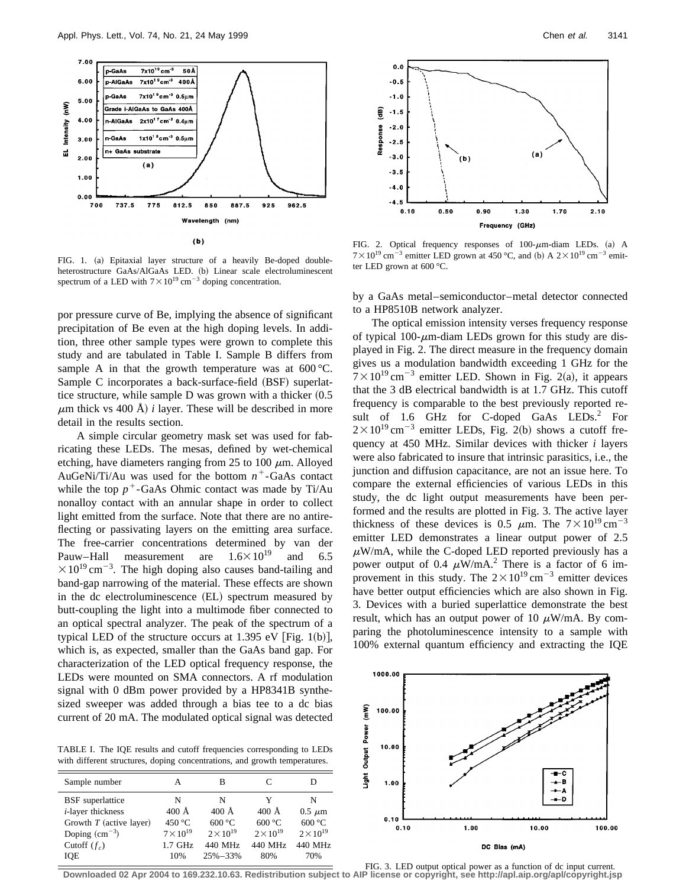7.00

p-GaAs 7x10^19 cm^-3 50Å
p-AlGaAs 7x10^19 cm^-3 400Å
p-GaAs 7x10^19 cm^-3 0.5μm
Grade i-AlGaAs to GaAs 400Å
n-AlGaAs 2x10^17 cm^-3 0.4μm
n-GaAs 1x10^18 cm^-3 0.5μm
n+ GaAs substrate
(a)

EL Intensity (nW)

Wavelength (nm)

700 737.5 775 812.5 850 887.5 925 962.5

(b)

FIG. 1. (a) Epitaxial layer structure of a heavily Be-doped double-heterostructure GaAs/AlGaAs LED. (b) Linear scale electroluminescent spectrum of a LED with $7\times10^{19}\,\text{cm}^{-3}$ doping concentration.

Response (dB)

Frequency (GHz)

0.10 0.50 0.90 1.30 1.70 2.10

(a)
(b)

FIG. 2. Optical frequency responses of 100-$\mu$m-diam LEDs. (a) A $7\times10^{19}\,\text{cm}^{-3}$ emitter LED grown at 450 °C, and (b) A $2\times10^{19}\,\text{cm}^{-3}$ emitter LED grown at 600 °C.

por pressure curve of Be, implying the absence of significant precipitation of Be even at the high doping levels. In addition, three other sample types were grown to complete this study and are tabulated in Table I. Sample B differs from sample A in that the growth temperature was at 600 °C. Sample C incorporates a back-surface-field (BSF) superlattice structure, while sample D was grown with a thicker (0.5 $\mu$m thick vs 400 Å) *i* layer. These will be described in more detail in the results section.

A simple circular geometry mask set was used for fabricating these LEDs. The mesas, defined by wet-chemical etching, have diameters ranging from 25 to 100 $\mu$m. Alloyed AuGeNi/Ti/Au was used for the bottom $n^+$-GaAs contact while the top $p^+$-GaAs Ohmic contact was made by Ti/Au nonalloy contact with an annular shape in order to collect light emitted from the surface. Note that there are no antireflecting or passivating layers on the emitting area surface. The free-carrier concentrations determined by van der Pauw–Hall measurement are $1.6\times10^{19}$ and $6.5\times10^{19}\,\text{cm}^{-3}$. The high doping also causes band-tailing and band-gap narrowing of the material. These effects are shown in the dc electroluminescence (EL) spectrum measured by butt-coupling the light into a multimode fiber connected to an optical spectral analyzer. The peak of the spectrum of a typical LED of the structure occurs at 1.395 eV [Fig. 1(b)], which is, as expected, smaller than the GaAs band gap. For characterization of the LED optical frequency response, the LEDs were mounted on SMA connectors. A rf modulation signal with 0 dBm power provided by a HP8341B synthesized sweeper was added through a bias tee to a dc bias current of 20 mA. The modulated optical signal was detected by a GaAs metal–semiconductor–metal detector connected to a HP8510B network analyzer.

The optical emission intensity verses frequency response of typical 100-$\mu$m-diam LEDs grown for this study are displayed in Fig. 2. The direct measure in the frequency domain gives us a modulation bandwidth exceeding 1 GHz for the $7\times10^{19}\,\text{cm}^{-3}$ emitter LED. Shown in Fig. 2(a), it appears that the 3 dB electrical bandwidth is at 1.7 GHz. This cutoff frequency is comparable to the best previously reported result of 1.6 GHz for C-doped GaAs LEDs.[2] For $2\times10^{19}\,\text{cm}^{-3}$ emitter LEDs, Fig. 2(b) shows a cutoff frequency at 450 MHz. Similar devices with thicker *i* layers were also fabricated to insure that intrinsic parasitics, i.e., the junction and diffusion capacitance, are not an issue here. To compare the external efficiencies of various LEDs in this study, the dc light output measurements have been performed and the results are plotted in Fig. 3. The active layer thickness of these devices is 0.5 $\mu$m. The $7\times10^{19}\,\text{cm}^{-3}$ emitter LED demonstrates a linear output power of 2.5 $\mu$W/mA, while the C-doped LED reported previously has a power output of 0.4 $\mu$W/mA.[2] There is a factor of 6 improvement in this study. The $2\times10^{19}\,\text{cm}^{-3}$ emitter devices have better output efficiencies which are also shown in Fig. 3. Devices with a buried superlattice demonstrate the best result, which has an output power of 10 $\mu$W/mA. By comparing the photoluminescence intensity to a sample with 100% external quantum efficiency and extracting the IQE

TABLE I. The IQE results and cutoff frequencies corresponding to LEDs with different structures, doping concentrations, and growth temperatures.

| Sample number | A | B | C | D |
|---|---|---|---|---|
| BSF superlattice | N | N | Y | N |
| *i*-layer thickness | 400 Å | 400 Å | 400 Å | 0.5 $\mu$m |
| Growth $T$ (active layer) | 450 °C | 600 °C | 600 °C | 600 °C |
| Doping ($\text{cm}^{-3}$) | $7\times10^{19}$ | $2\times10^{19}$ | $2\times10^{19}$ | $2\times10^{19}$ |
| Cutoff ($f_c$) | 1.7 GHz | 440 MHz | 440 MHz | 440 MHz |
| IQE | 10% | 25%–33% | 80% | 70% |

Light Output Power (mW)

DC Bias (mA)

C
B
A
D

FIG. 3. LED output optical power as a function of dc input current.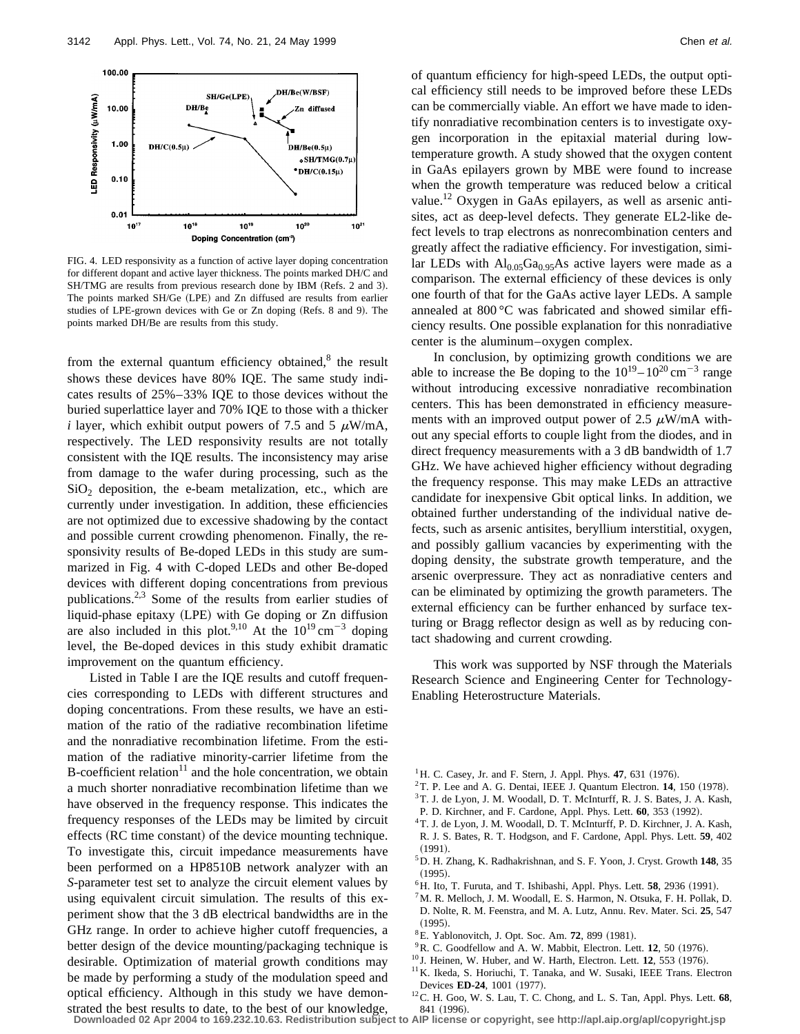100.00

10.00

1.00

0.10

0.01

LED Responsivity (μW/mA)

$10^{17}$ $10^{18}$ $10^{19}$ $10^{20}$ $10^{21}$

Doping Concentration ($cm^{-3}$)

SH/Ge(LPE)

DH/Be(W/BSF)

DH/Be

Zn diffused

DH/C(0.5μ)

DH/Be(0.5μ)

SH/TMG(0.7μ)

DH/C(0.15μ)

FIG. 4. LED responsivity as a function of active layer doping concentration for different dopant and active layer thickness. The points marked DH/C and SH/TMG are results from previous research done by IBM (Refs. 2 and 3). The points marked SH/Ge (LPE) and Zn diffused are results from earlier studies of LPE-grown devices with Ge or Zn doping (Refs. 8 and 9). The points marked DH/Be are results from this study.

from the external quantum efficiency obtained,[8] the result shows these devices have 80% IQE. The same study indicates results of 25%–33% IQE to those devices without the buried superlattice layer and 70% IQE to those with a thicker *i* layer, which exhibit output powers of 7.5 and 5 μW/mA, respectively. The LED responsivity results are not totally consistent with the IQE results. The inconsistency may arise from damage to the wafer during processing, such as the $SiO_2$ deposition, the e-beam metalization, etc., which are currently under investigation. In addition, these efficiencies are not optimized due to excessive shadowing by the contact and possible current crowding phenomenon. Finally, the responsivity results of Be-doped LEDs in this study are summarized in Fig. 4 with C-doped LEDs and other Be-doped devices with different doping concentrations from previous publications.[2,3] Some of the results from earlier studies of liquid-phase epitaxy (LPE) with Ge doping or Zn diffusion are also included in this plot.[9,10] At the $10^{19}\,cm^{-3}$ doping level, the Be-doped devices in this study exhibit dramatic improvement on the quantum efficiency.

Listed in Table I are the IQE results and cutoff frequencies corresponding to LEDs with different structures and doping concentrations. From these results, we have an estimation of the ratio of the radiative recombination lifetime and the nonradiative recombination lifetime. From the estimation of the radiative minority-carrier lifetime from the B-coefficient relation[11] and the hole concentration, we obtain a much shorter nonradiative recombination lifetime than we have observed in the frequency response. This indicates the frequency responses of the LEDs may be limited by circuit effects (RC time constant) of the device mounting technique. To investigate this, circuit impedance measurements have been performed on a HP8510B network analyzer with an *S*-parameter test set to analyze the circuit element values by using equivalent circuit simulation. The results of this experiment show that the 3 dB electrical bandwidths are in the GHz range. In order to achieve higher cutoff frequencies, a better design of the device mounting/packaging technique is desirable. Optimization of material growth conditions may be made by performing a study of the modulation speed and optical efficiency. Although in this study we have demonstrated the best results to date, to the best of our knowledge, of quantum efficiency for high-speed LEDs, the output optical efficiency still needs to be improved before these LEDs can be commercially viable. An effort we have made to identify nonradiative recombination centers is to investigate oxygen incorporation in the epitaxial material during low-temperature growth. A study showed that the oxygen content in GaAs epilayers grown by MBE were found to increase when the growth temperature was reduced below a critical value.[12] Oxygen in GaAs epilayers, as well as arsenic antisites, act as deep-level defects. They generate EL2-like defect levels to trap electrons as nonrecombination centers and greatly affect the radiative efficiency. For investigation, similar LEDs with $Al_{0.05}Ga_{0.95}As$ active layers were made as a comparison. The external efficiency of these devices is only one fourth of that for the GaAs active layer LEDs. A sample annealed at 800 °C was fabricated and showed similar efficiency results. One possible explanation for this nonradiative center is the aluminum–oxygen complex.

In conclusion, by optimizing growth conditions we are able to increase the Be doping to the $10^{19}$–$10^{20}\,cm^{-3}$ range without introducing excessive nonradiative recombination centers. This has been demonstrated in efficiency measurements with an improved output power of 2.5 μW/mA without any special efforts to couple light from the diodes, and in direct frequency measurements with a 3 dB bandwidth of 1.7 GHz. We have achieved higher efficiency without degrading the frequency response. This may make LEDs an attractive candidate for inexpensive Gbit optical links. In addition, we obtained further understanding of the individual native defects, such as arsenic antisites, beryllium interstitial, oxygen, and possibly gallium vacancies by experimenting with the doping density, the substrate growth temperature, and the arsenic overpressure. They act as nonradiative centers and can be eliminated by optimizing the growth parameters. The external efficiency can be further enhanced by surface texturing or Bragg reflector design as well as by reducing contact shadowing and current crowding.

This work was supported by NSF through the Materials Research Science and Engineering Center for Technology-Enabling Heterostructure Materials.

[1] H. C. Casey, Jr. and F. Stern, J. Appl. Phys. **47**, 631 (1976).
[2] T. P. Lee and A. G. Dentai, IEEE J. Quantum Electron. **14**, 150 (1978).
[3] T. J. de Lyon, J. M. Woodall, D. T. McInturff, R. J. S. Bates, J. A. Kash, P. D. Kirchner, and F. Cardone, Appl. Phys. Lett. **60**, 353 (1992).
[4] T. J. de Lyon, J. M. Woodall, D. T. McInturff, P. D. Kirchner, J. A. Kash, R. J. S. Bates, R. T. Hodgson, and F. Cardone, Appl. Phys. Lett. **59**, 402 (1991).
[5] D. H. Zhang, K. Radhakrishnan, and S. F. Yoon, J. Cryst. Growth **148**, 35 (1995).
[6] H. Ito, T. Furuta, and T. Ishibashi, Appl. Phys. Lett. **58**, 2936 (1991).
[7] M. R. Melloch, J. M. Woodall, E. S. Harmon, N. Otsuka, F. H. Pollak, D. D. Nolte, R. M. Feenstra, and M. A. Lutz, Annu. Rev. Mater. Sci. **25**, 547 (1995).
[8] E. Yablonovitch, J. Opt. Soc. Am. **72**, 899 (1981).
[9] R. C. Goodfellow and A. W. Mabbit, Electron. Lett. **12**, 50 (1976).
[10] J. Heinen, W. Huber, and W. Harth, Electron. Lett. **12**, 553 (1976).
[11] K. Ikeda, S. Horiuchi, T. Tanaka, and W. Susaki, IEEE Trans. Electron Devices **ED-24**, 1001 (1977).
[12] C. H. Goo, W. S. Lau, T. C. Chong, and L. S. Tan, Appl. Phys. Lett. **68**, 841 (1996).